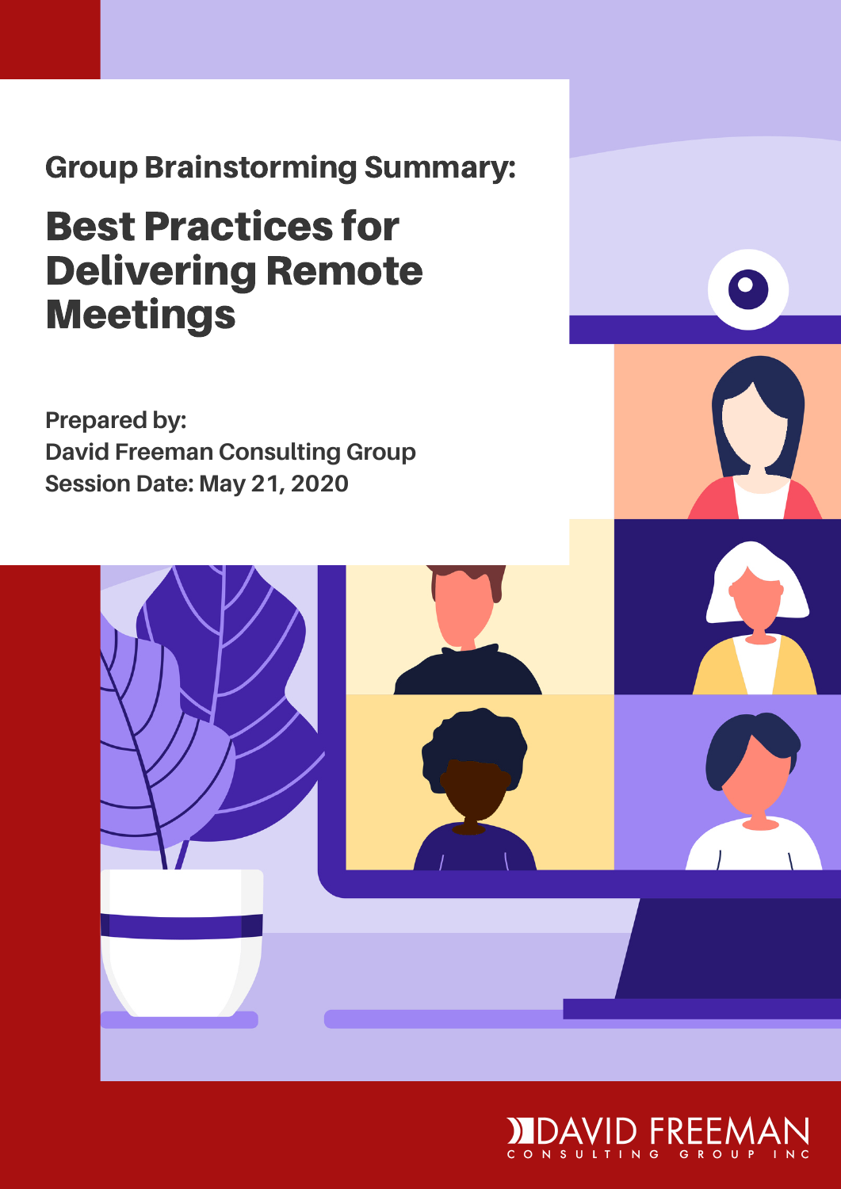## Group Brainstorming Summary:

# Best Practices for Delivering Remote Meetings

**Prepared by:**
**David Freeman Consulting Group**
**Session Date: May 21, 2020**

DAVID FREEMAN
CONSULTING GROUP INC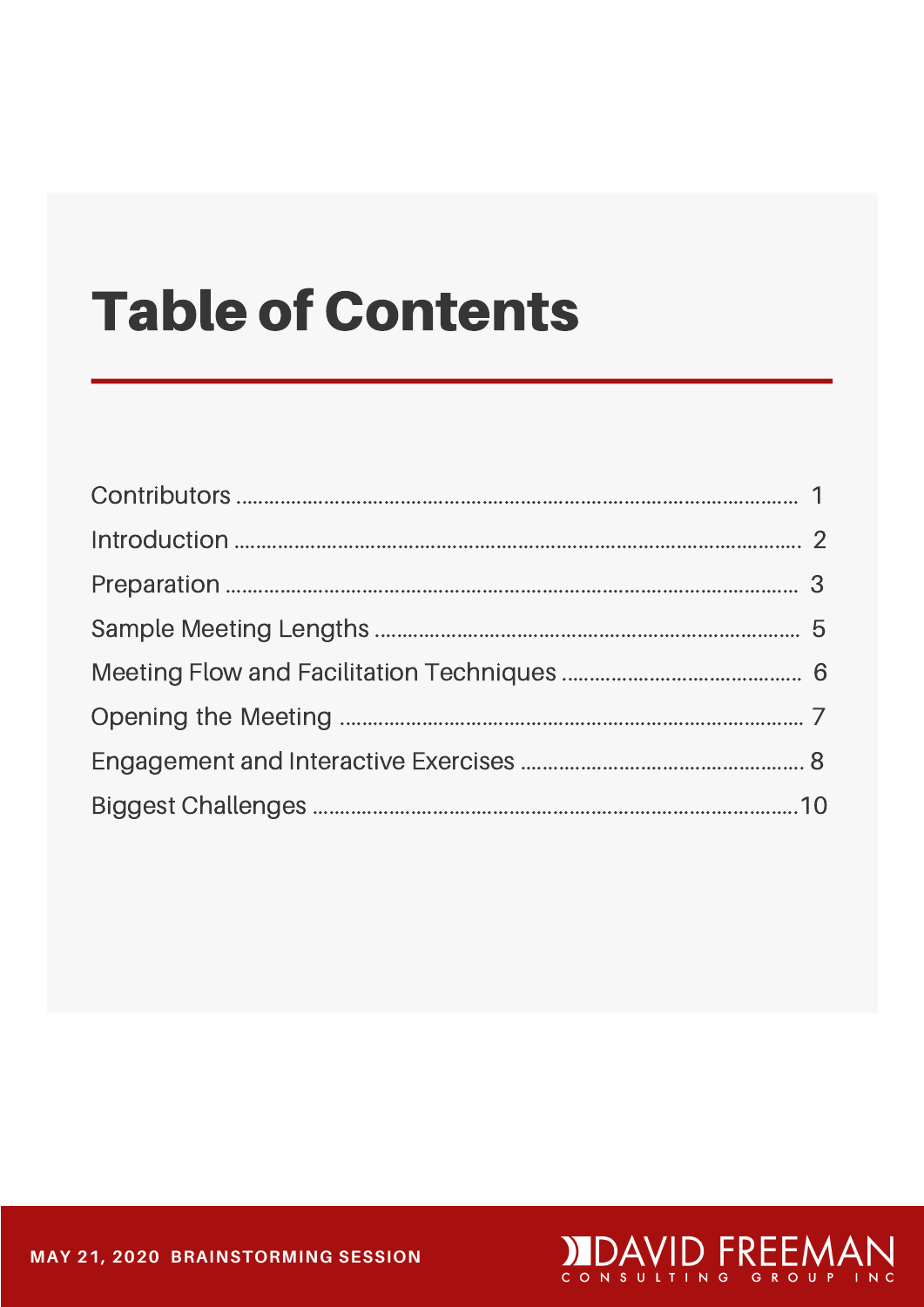# Table of Contents

| | |
|---|---|
| Contributors | 1 |
| Introduction | 2 |
| Preparation | 3 |
| Sample Meeting Lengths | 5 |
| Meeting Flow and Facilitation Techniques | 6 |
| Opening the Meeting | 7 |
| Engagement and Interactive Exercises | 8 |
| Biggest Challenges | 10 |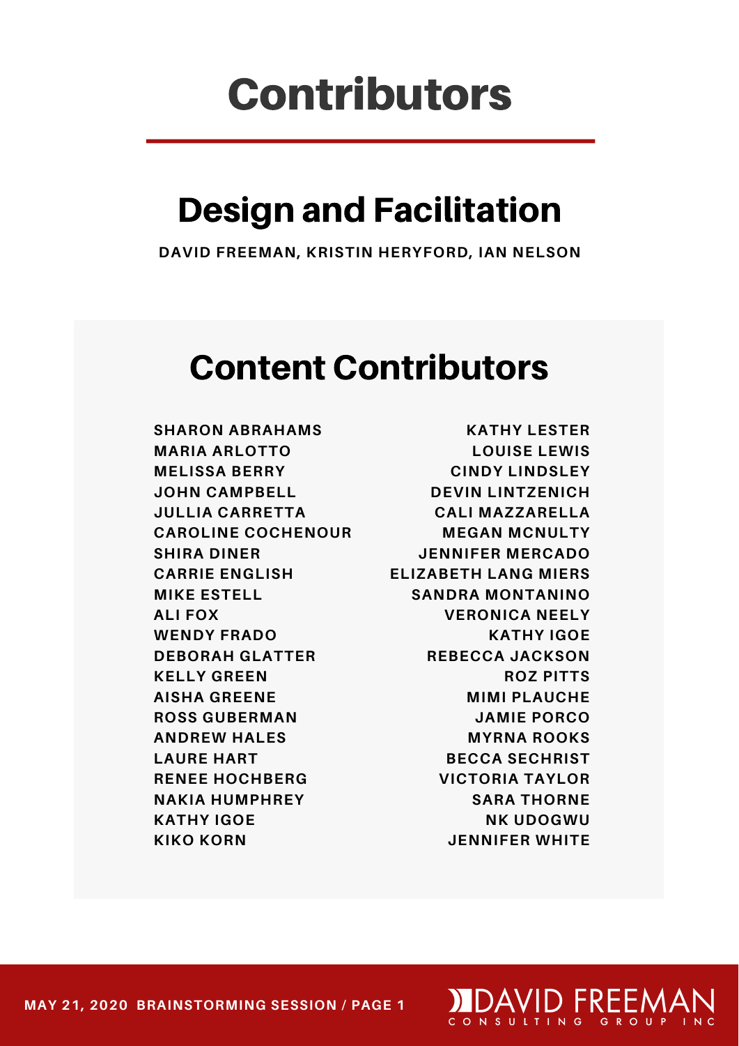# Contributors

## Design and Facilitation

**DAVID FREEMAN, KRISTIN HERYFORD, IAN NELSON**

## Content Contributors

**SHARON ABRAHAMS**
**MARIA ARLOTTO**
**MELISSA BERRY**
**JOHN CAMPBELL**
**JULLIA CARRETTA**
**CAROLINE COCHENOUR**
**SHIRA DINER**
**CARRIE ENGLISH**
**MIKE ESTELL**
**ALI FOX**
**WENDY FRADO**
**DEBORAH GLATTER**
**KELLY GREEN**
**AISHA GREENE**
**ROSS GUBERMAN**
**ANDREW HALES**
**LAURE HART**
**RENEE HOCHBERG**
**NAKIA HUMPHREY**
**KATHY IGOE**
**KIKO KORN**
**KATHY LESTER**
**LOUISE LEWIS**
**CINDY LINDSLEY**
**DEVIN LINTZENICH**
**CALI MAZZARELLA**
**MEGAN MCNULTY**
**JENNIFER MERCADO**
**ELIZABETH LANG MIERS**
**SANDRA MONTANINO**
**VERONICA NEELY**
**KATHY IGOE**
**REBECCA JACKSON**
**ROZ PITTS**
**MIMI PLAUCHE**
**JAMIE PORCO**
**MYRNA ROOKS**
**BECCA SECHRIST**
**VICTORIA TAYLOR**
**SARA THORNE**
**NK UDOGWU**
**JENNIFER WHITE**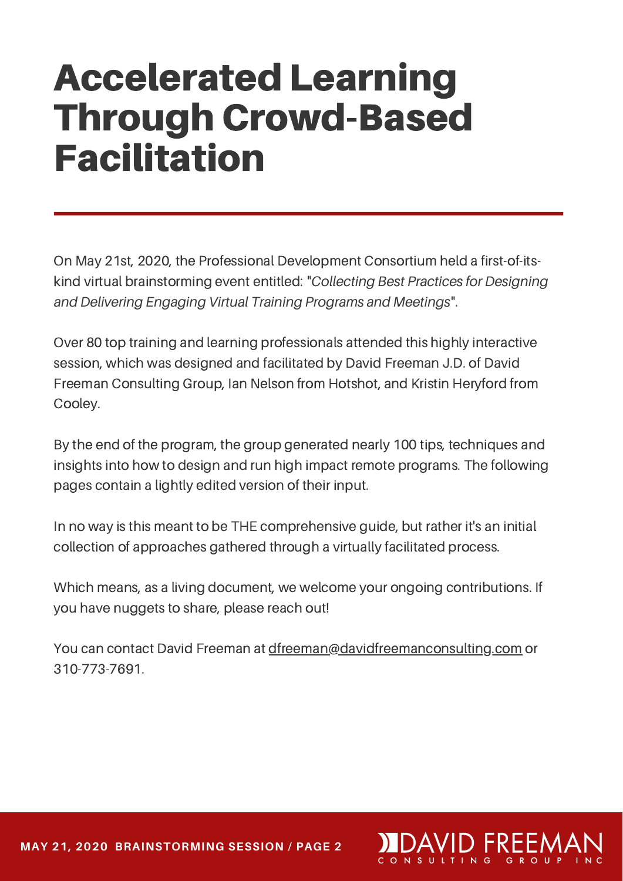# Accelerated Learning Through Crowd-Based Facilitation

On May 21st, 2020, the Professional Development Consortium held a first-of-its-kind virtual brainstorming event entitled: "*Collecting Best Practices for Designing and Delivering Engaging Virtual Training Programs and Meetings*".

Over 80 top training and learning professionals attended this highly interactive session, which was designed and facilitated by David Freeman J.D. of David Freeman Consulting Group, Ian Nelson from Hotshot, and Kristin Heryford from Cooley.

By the end of the program, the group generated nearly 100 tips, techniques and insights into how to design and run high impact remote programs. The following pages contain a lightly edited version of their input.

In no way is this meant to be THE comprehensive guide, but rather it's an initial collection of approaches gathered through a virtually facilitated process.

Which means, as a living document, we welcome your ongoing contributions. If you have nuggets to share, please reach out!

You can contact David Freeman at dfreeman@davidfreemanconsulting.com or 310-773-7691.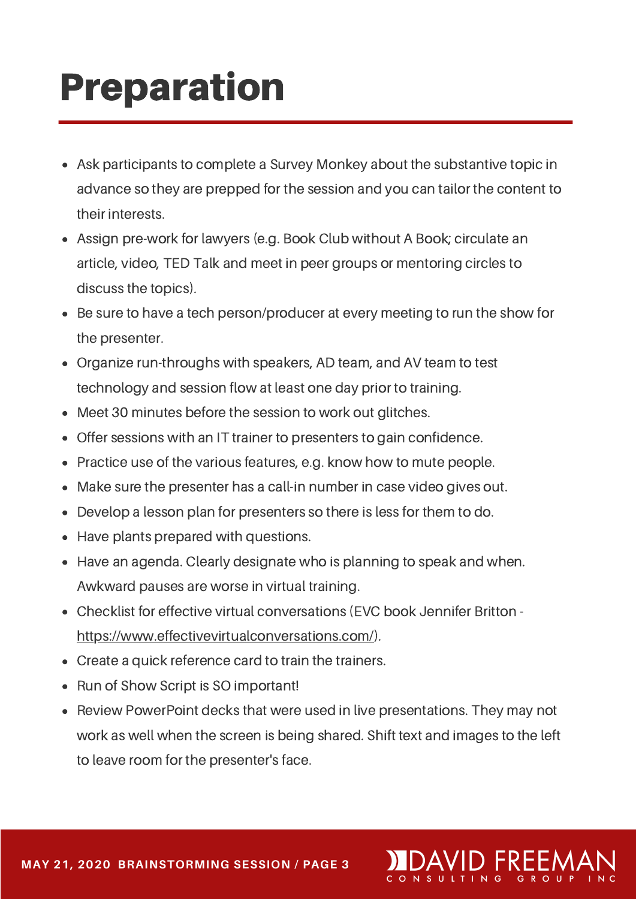# Preparation

- Ask participants to complete a Survey Monkey about the substantive topic in advance so they are prepped for the session and you can tailor the content to their interests.
- Assign pre-work for lawyers (e.g. Book Club without A Book; circulate an article, video, TED Talk and meet in peer groups or mentoring circles to discuss the topics).
- Be sure to have a tech person/producer at every meeting to run the show for the presenter.
- Organize run-throughs with speakers, AD team, and AV team to test technology and session flow at least one day prior to training.
- Meet 30 minutes before the session to work out glitches.
- Offer sessions with an IT trainer to presenters to gain confidence.
- Practice use of the various features, e.g. know how to mute people.
- Make sure the presenter has a call-in number in case video gives out.
- Develop a lesson plan for presenters so there is less for them to do.
- Have plants prepared with questions.
- Have an agenda. Clearly designate who is planning to speak and when. Awkward pauses are worse in virtual training.
- Checklist for effective virtual conversations (EVC book Jennifer Britton - https://www.effectivevirtualconversations.com/).
- Create a quick reference card to train the trainers.
- Run of Show Script is SO important!
- Review PowerPoint decks that were used in live presentations. They may not work as well when the screen is being shared. Shift text and images to the left to leave room for the presenter's face.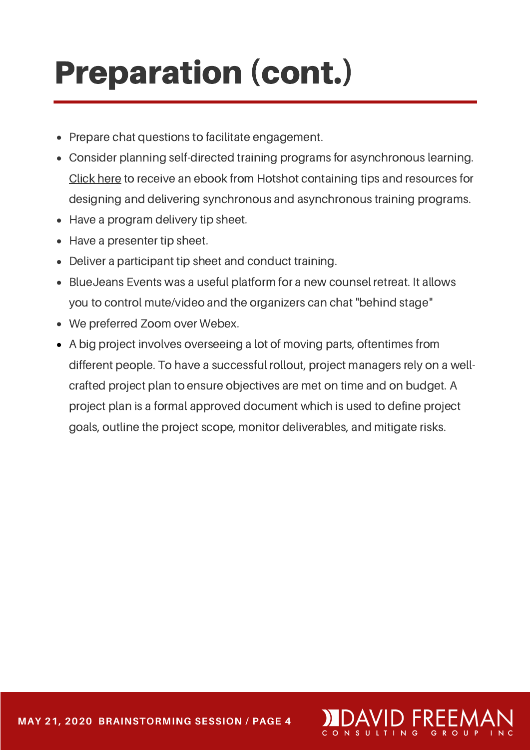# Preparation (cont.)

- Prepare chat questions to facilitate engagement.
- Consider planning self-directed training programs for asynchronous learning. Click here to receive an ebook from Hotshot containing tips and resources for designing and delivering synchronous and asynchronous training programs.
- Have a program delivery tip sheet.
- Have a presenter tip sheet.
- Deliver a participant tip sheet and conduct training.
- BlueJeans Events was a useful platform for a new counsel retreat. It allows you to control mute/video and the organizers can chat "behind stage"
- We preferred Zoom over Webex.
- A big project involves overseeing a lot of moving parts, oftentimes from different people. To have a successful rollout, project managers rely on a well-crafted project plan to ensure objectives are met on time and on budget. A project plan is a formal approved document which is used to define project goals, outline the project scope, monitor deliverables, and mitigate risks.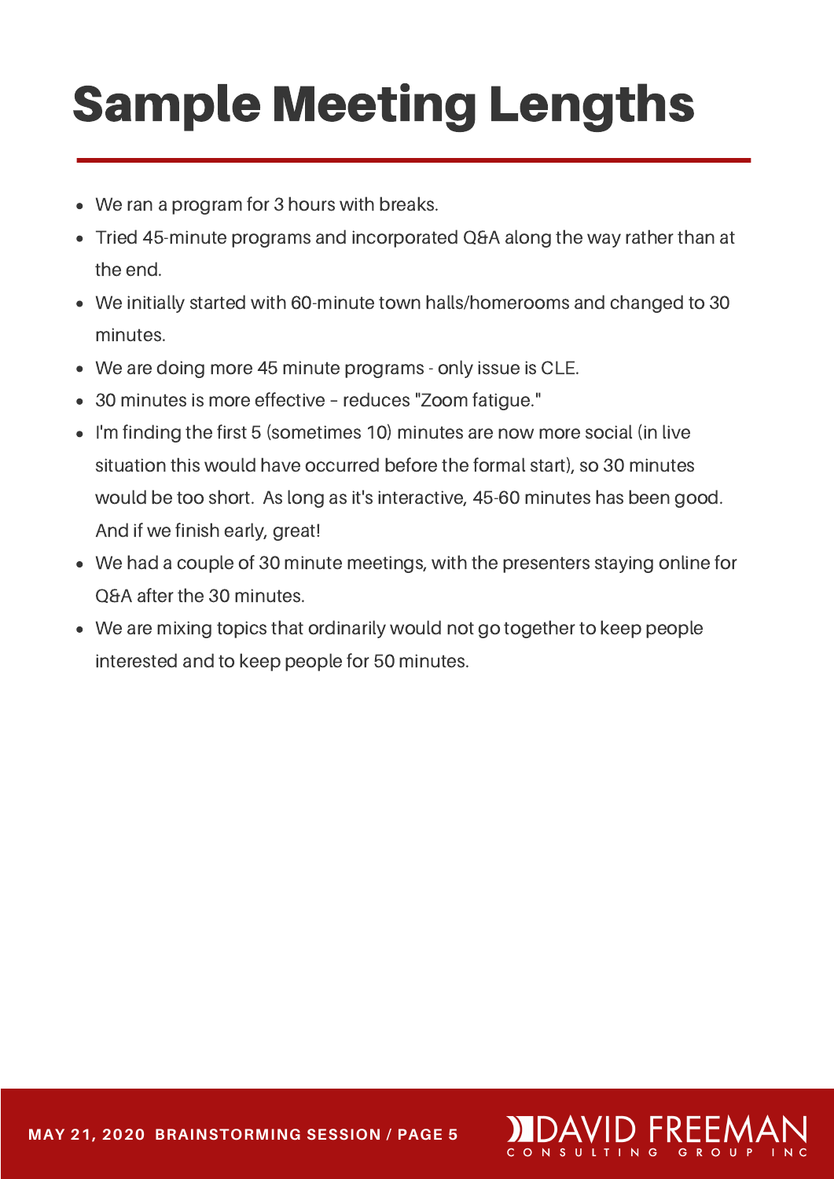# Sample Meeting Lengths

- We ran a program for 3 hours with breaks.
- Tried 45-minute programs and incorporated Q&A along the way rather than at the end.
- We initially started with 60-minute town halls/homerooms and changed to 30 minutes.
- We are doing more 45 minute programs - only issue is CLE.
- 30 minutes is more effective – reduces "Zoom fatigue."
- I'm finding the first 5 (sometimes 10) minutes are now more social (in live situation this would have occurred before the formal start), so 30 minutes would be too short. As long as it's interactive, 45-60 minutes has been good. And if we finish early, great!
- We had a couple of 30 minute meetings, with the presenters staying online for Q&A after the 30 minutes.
- We are mixing topics that ordinarily would not go together to keep people interested and to keep people for 50 minutes.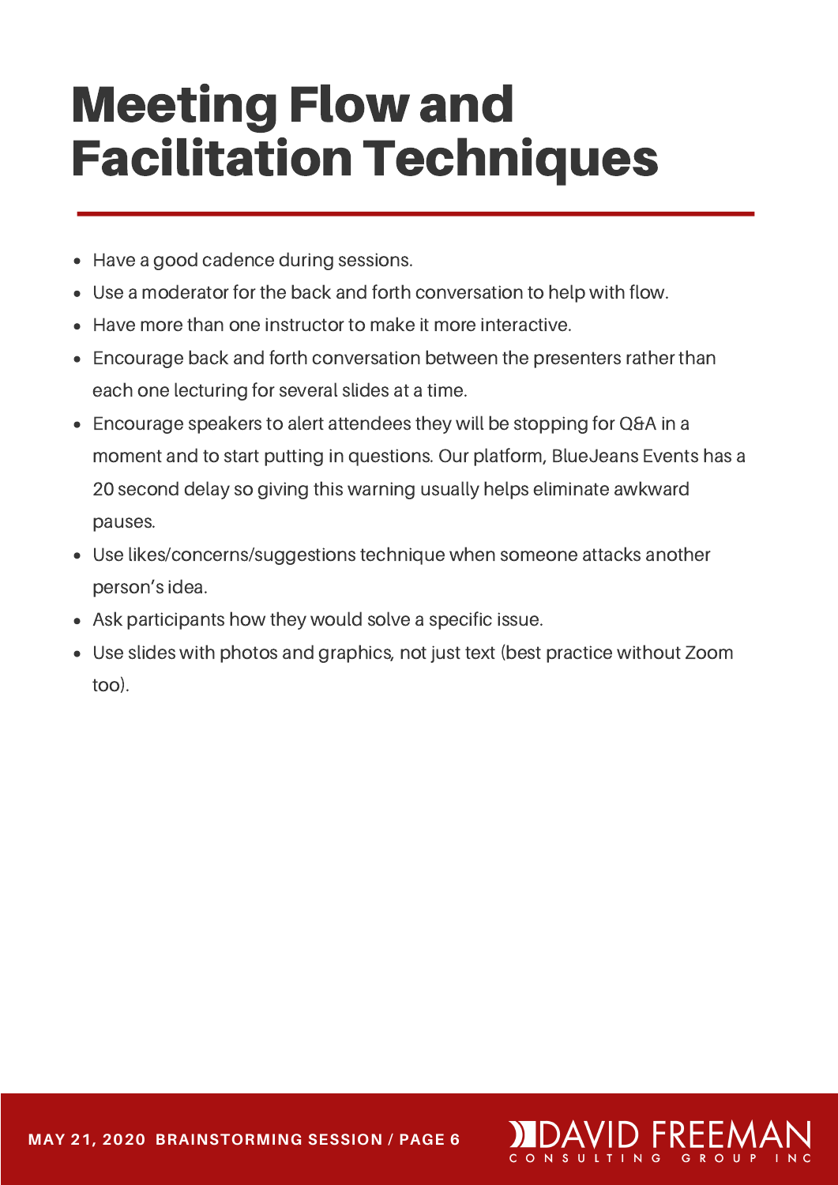# Meeting Flow and Facilitation Techniques

- Have a good cadence during sessions.
- Use a moderator for the back and forth conversation to help with flow.
- Have more than one instructor to make it more interactive.
- Encourage back and forth conversation between the presenters rather than each one lecturing for several slides at a time.
- Encourage speakers to alert attendees they will be stopping for Q&A in a moment and to start putting in questions. Our platform, BlueJeans Events has a 20 second delay so giving this warning usually helps eliminate awkward pauses.
- Use likes/concerns/suggestions technique when someone attacks another person's idea.
- Ask participants how they would solve a specific issue.
- Use slides with photos and graphics, not just text (best practice without Zoom too).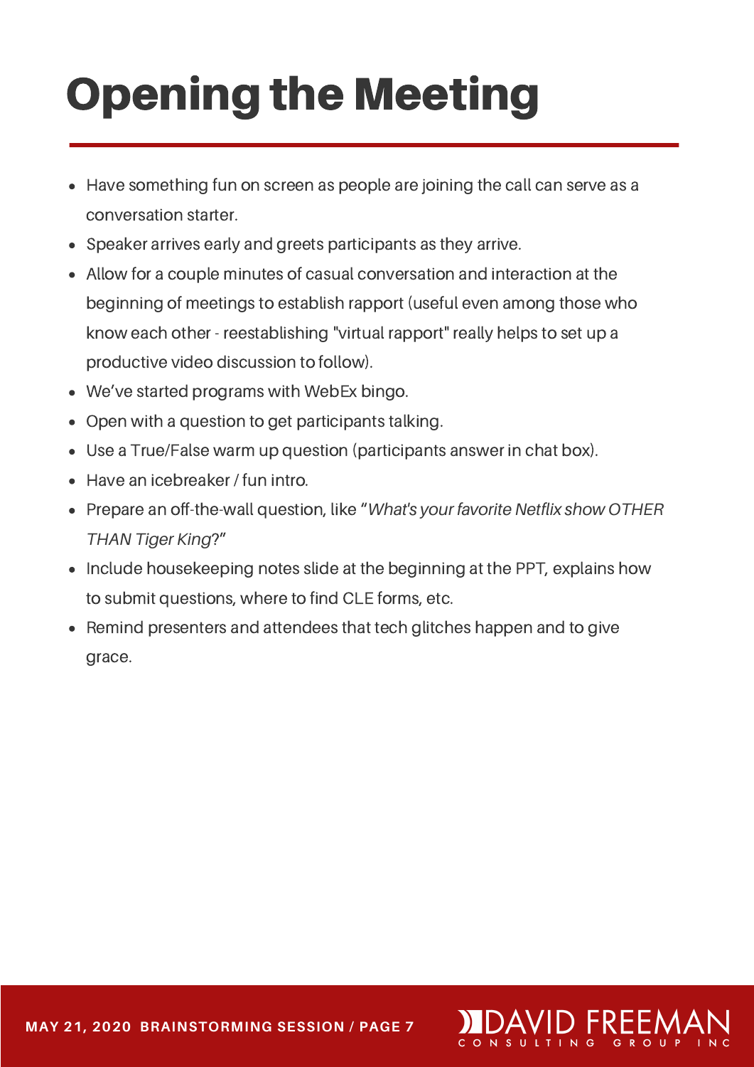# Opening the Meeting

- Have something fun on screen as people are joining the call can serve as a conversation starter.
- Speaker arrives early and greets participants as they arrive.
- Allow for a couple minutes of casual conversation and interaction at the beginning of meetings to establish rapport (useful even among those who know each other - reestablishing "virtual rapport" really helps to set up a productive video discussion to follow).
- We've started programs with WebEx bingo.
- Open with a question to get participants talking.
- Use a True/False warm up question (participants answer in chat box).
- Have an icebreaker / fun intro.
- Prepare an off-the-wall question, like "*What's your favorite Netflix show OTHER THAN Tiger King*?"
- Include housekeeping notes slide at the beginning at the PPT, explains how to submit questions, where to find CLE forms, etc.
- Remind presenters and attendees that tech glitches happen and to give grace.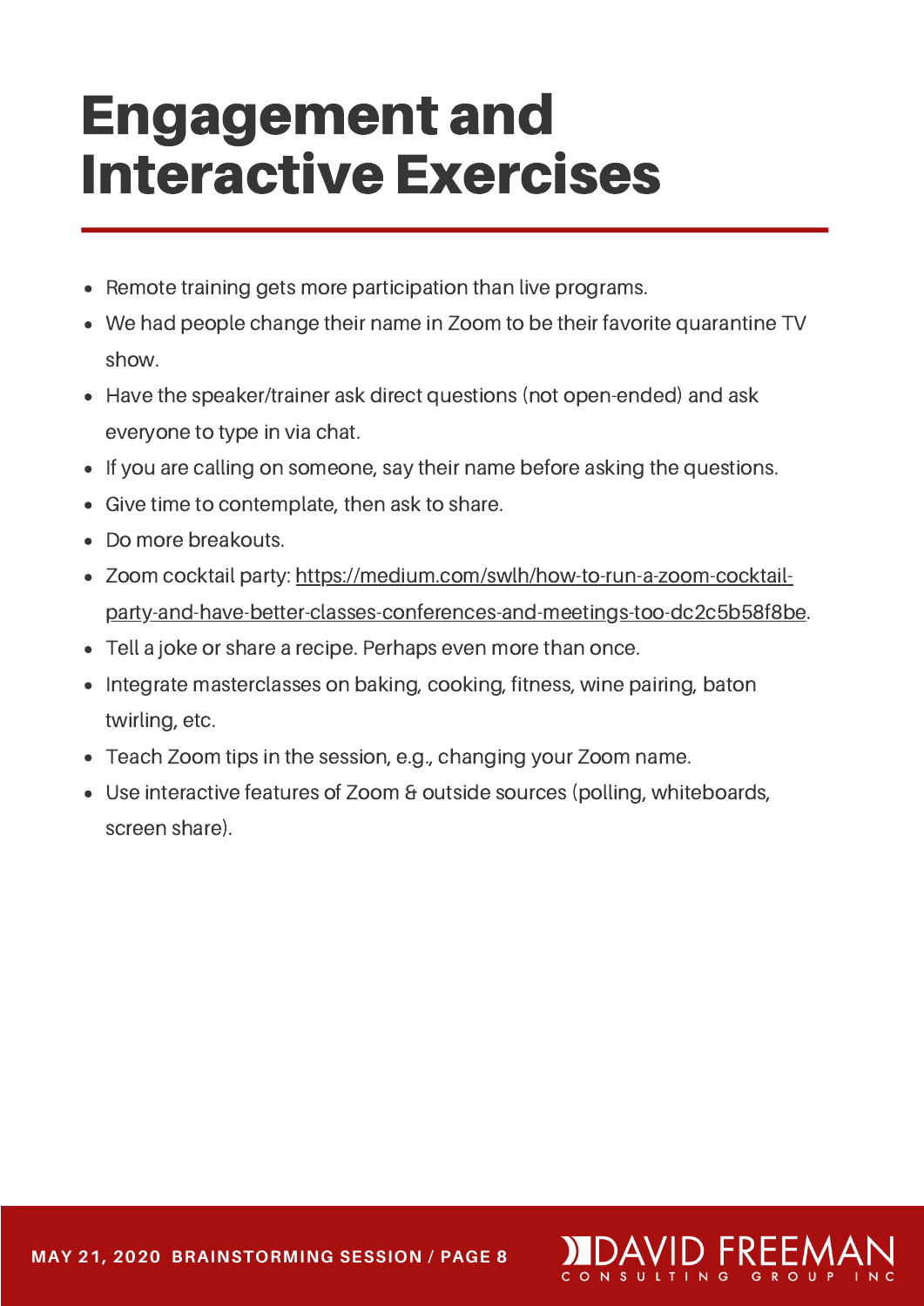# Engagement and Interactive Exercises

- Remote training gets more participation than live programs.
- We had people change their name in Zoom to be their favorite quarantine TV show.
- Have the speaker/trainer ask direct questions (not open-ended) and ask everyone to type in via chat.
- If you are calling on someone, say their name before asking the questions.
- Give time to contemplate, then ask to share.
- Do more breakouts.
- Zoom cocktail party: https://medium.com/swlh/how-to-run-a-zoom-cocktail-party-and-have-better-classes-conferences-and-meetings-too-dc2c5b58f8be.
- Tell a joke or share a recipe. Perhaps even more than once.
- Integrate masterclasses on baking, cooking, fitness, wine pairing, baton twirling, etc.
- Teach Zoom tips in the session, e.g., changing your Zoom name.
- Use interactive features of Zoom & outside sources (polling, whiteboards, screen share).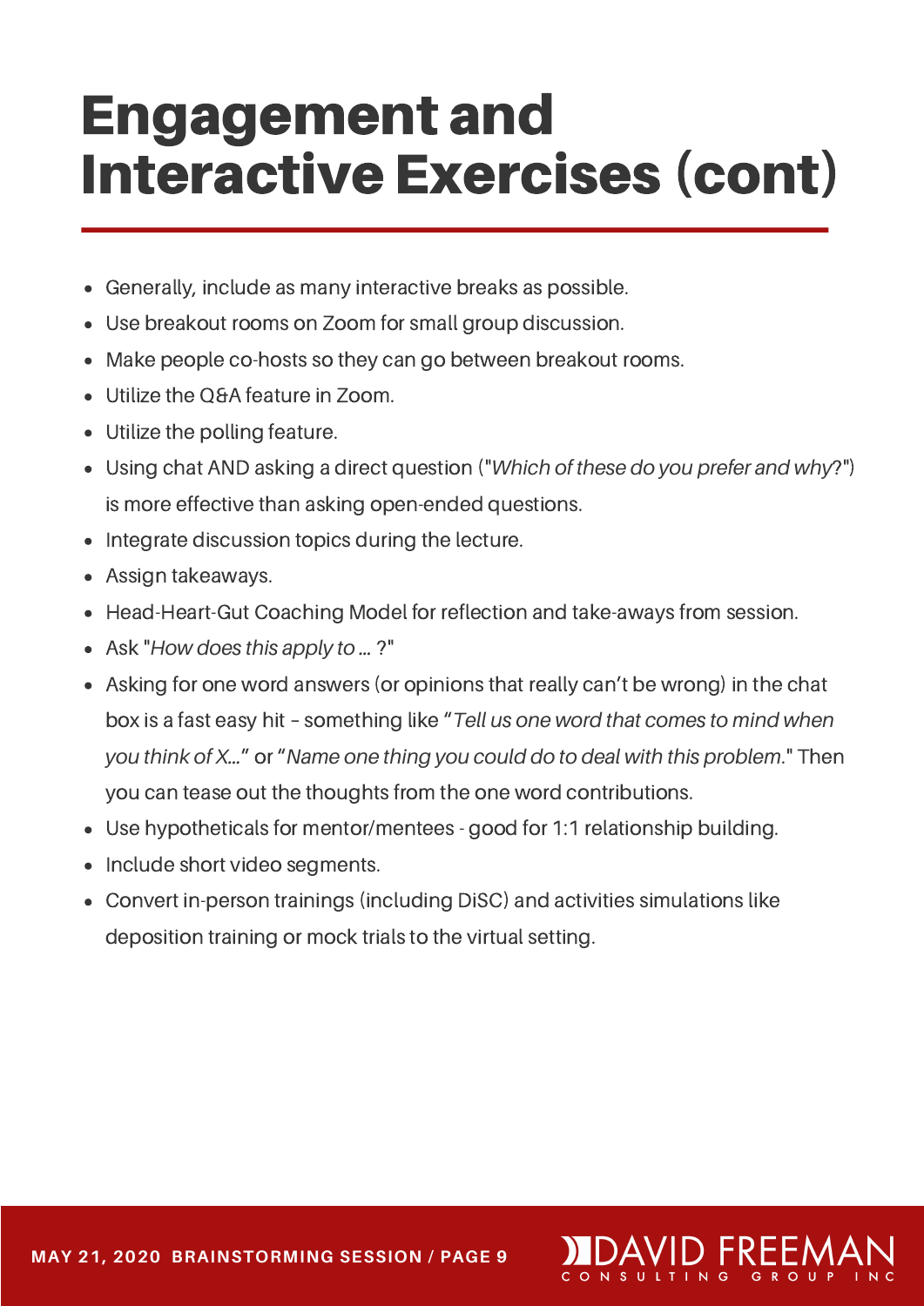# Engagement and Interactive Exercises (cont)

- Generally, include as many interactive breaks as possible.
- Use breakout rooms on Zoom for small group discussion.
- Make people co-hosts so they can go between breakout rooms.
- Utilize the Q&A feature in Zoom.
- Utilize the polling feature.
- Using chat AND asking a direct question ("*Which of these do you prefer and why*?") is more effective than asking open-ended questions.
- Integrate discussion topics during the lecture.
- Assign takeaways.
- Head-Heart-Gut Coaching Model for reflection and take-aways from session.
- Ask "*How does this apply to ...* ?"
- Asking for one word answers (or opinions that really can't be wrong) in the chat box is a fast easy hit – something like "*Tell us one word that comes to mind when you think of X...*" or "*Name one thing you could do to deal with this problem.*" Then you can tease out the thoughts from the one word contributions.
- Use hypotheticals for mentor/mentees - good for 1:1 relationship building.
- Include short video segments.
- Convert in-person trainings (including DiSC) and activities simulations like deposition training or mock trials to the virtual setting.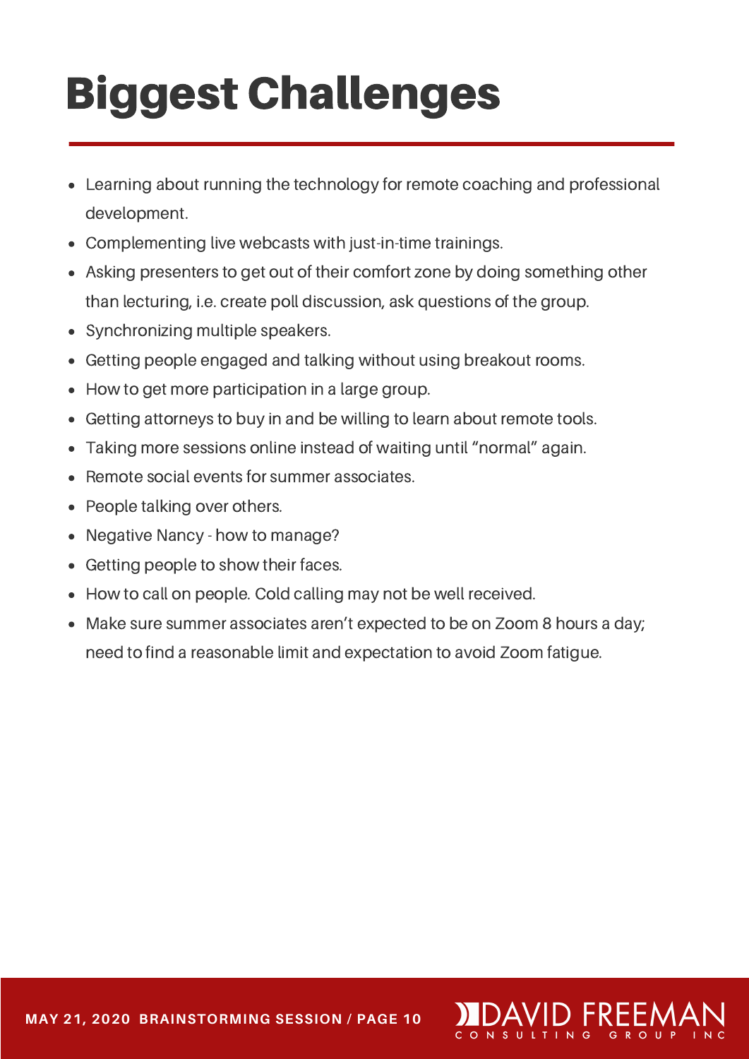# Biggest Challenges

- Learning about running the technology for remote coaching and professional development.
- Complementing live webcasts with just-in-time trainings.
- Asking presenters to get out of their comfort zone by doing something other than lecturing, i.e. create poll discussion, ask questions of the group.
- Synchronizing multiple speakers.
- Getting people engaged and talking without using breakout rooms.
- How to get more participation in a large group.
- Getting attorneys to buy in and be willing to learn about remote tools.
- Taking more sessions online instead of waiting until "normal" again.
- Remote social events for summer associates.
- People talking over others.
- Negative Nancy - how to manage?
- Getting people to show their faces.
- How to call on people. Cold calling may not be well received.
- Make sure summer associates aren't expected to be on Zoom 8 hours a day; need to find a reasonable limit and expectation to avoid Zoom fatigue.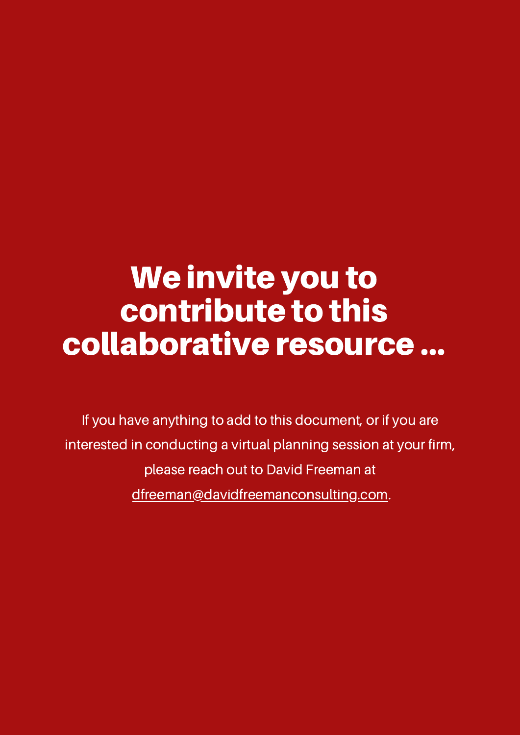# We invite you to contribute to this collaborative resource ...

If you have anything to add to this document, or if you are interested in conducting a virtual planning session at your firm, please reach out to David Freeman at dfreeman@davidfreemanconsulting.com.